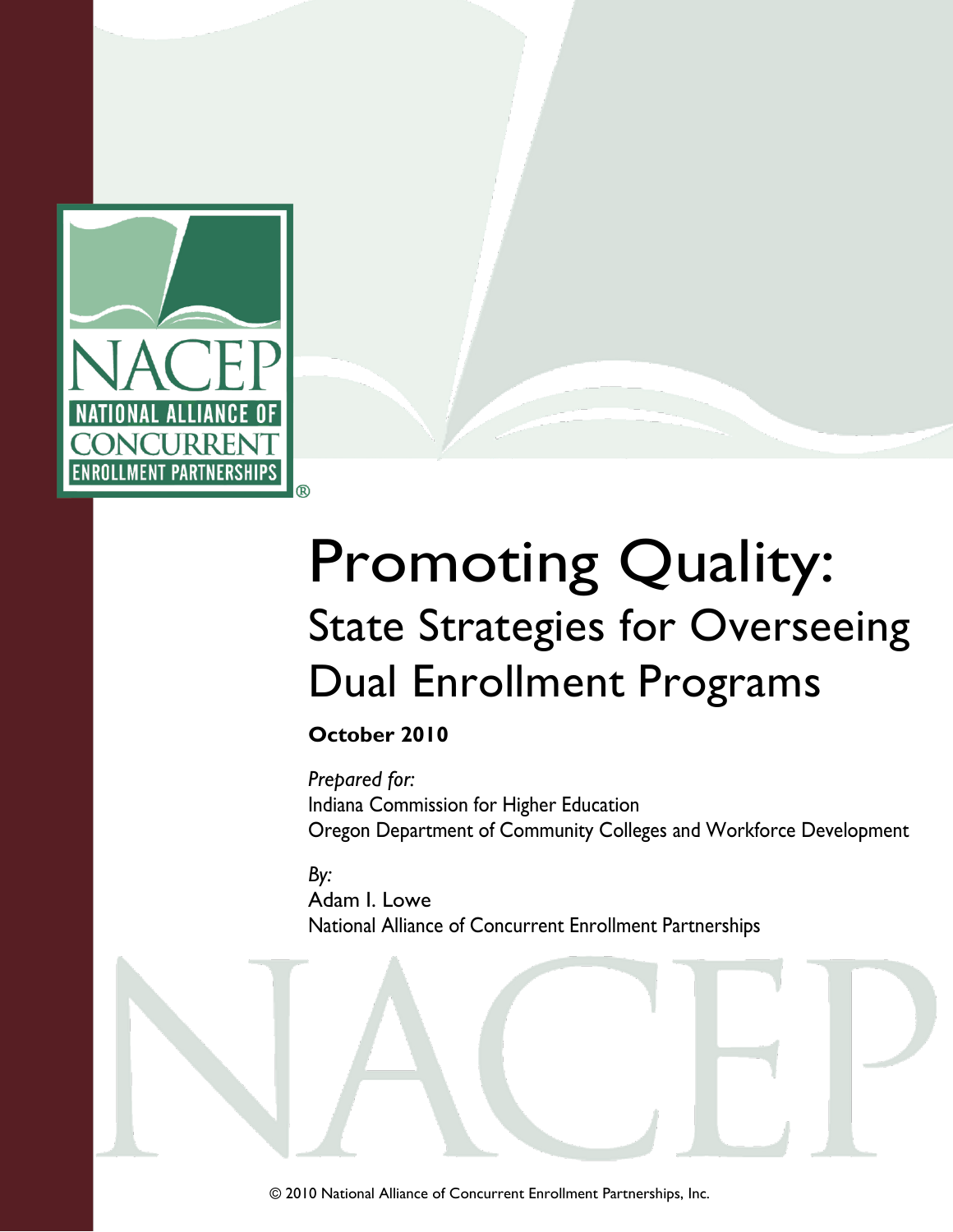NACEP
NATIONAL ALLIANCE OF CONCURRENT ENROLLMENT PARTNERSHIPS®

# Promoting Quality:

## State Strategies for Overseeing Dual Enrollment Programs

**October 2010**

*Prepared for:*
Indiana Commission for Higher Education
Oregon Department of Community Colleges and Workforce Development

*By:*
Adam I. Lowe
National Alliance of Concurrent Enrollment Partnerships

© 2010 National Alliance of Concurrent Enrollment Partnerships, Inc.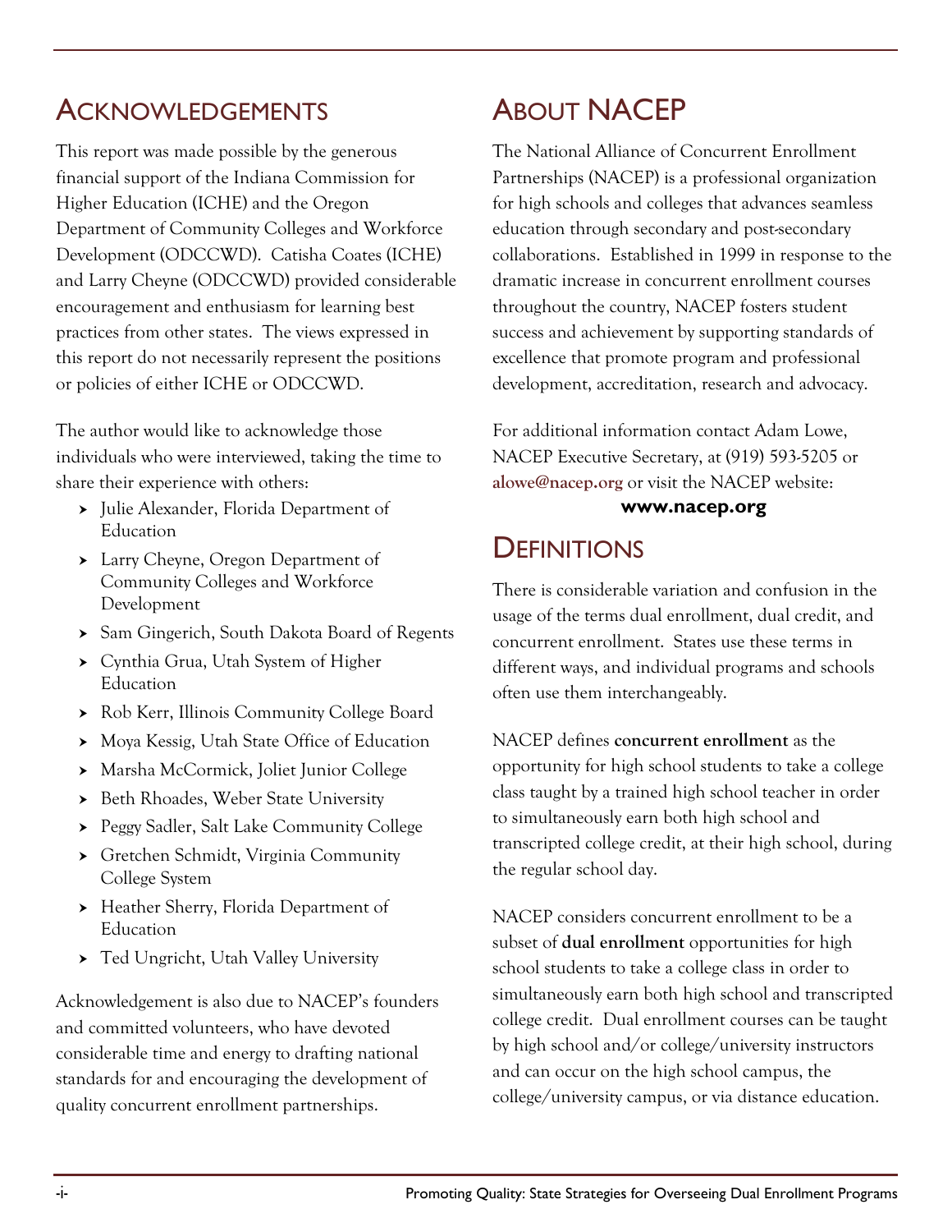## Acknowledgements

This report was made possible by the generous financial support of the Indiana Commission for Higher Education (ICHE) and the Oregon Department of Community Colleges and Workforce Development (ODCCWD). Catisha Coates (ICHE) and Larry Cheyne (ODCCWD) provided considerable encouragement and enthusiasm for learning best practices from other states. The views expressed in this report do not necessarily represent the positions or policies of either ICHE or ODCCWD.

The author would like to acknowledge those individuals who were interviewed, taking the time to share their experience with others:

- Julie Alexander, Florida Department of Education
- Larry Cheyne, Oregon Department of Community Colleges and Workforce Development
- Sam Gingerich, South Dakota Board of Regents
- Cynthia Grua, Utah System of Higher Education
- Rob Kerr, Illinois Community College Board
- Moya Kessig, Utah State Office of Education
- Marsha McCormick, Joliet Junior College
- Beth Rhoades, Weber State University
- Peggy Sadler, Salt Lake Community College
- Gretchen Schmidt, Virginia Community College System
- Heather Sherry, Florida Department of Education
- Ted Ungricht, Utah Valley University

Acknowledgement is also due to NACEP's founders and committed volunteers, who have devoted considerable time and energy to drafting national standards for and encouraging the development of quality concurrent enrollment partnerships.

## About NACEP

The National Alliance of Concurrent Enrollment Partnerships (NACEP) is a professional organization for high schools and colleges that advances seamless education through secondary and post-secondary collaborations. Established in 1999 in response to the dramatic increase in concurrent enrollment courses throughout the country, NACEP fosters student success and achievement by supporting standards of excellence that promote program and professional development, accreditation, research and advocacy.

For additional information contact Adam Lowe, NACEP Executive Secretary, at (919) 593-5205 or alowe@nacep.org or visit the NACEP website:

**www.nacep.org**

## Definitions

There is considerable variation and confusion in the usage of the terms dual enrollment, dual credit, and concurrent enrollment. States use these terms in different ways, and individual programs and schools often use them interchangeably.

NACEP defines **concurrent enrollment** as the opportunity for high school students to take a college class taught by a trained high school teacher in order to simultaneously earn both high school and transcripted college credit, at their high school, during the regular school day.

NACEP considers concurrent enrollment to be a subset of **dual enrollment** opportunities for high school students to take a college class in order to simultaneously earn both high school and transcripted college credit. Dual enrollment courses can be taught by high school and/or college/university instructors and can occur on the high school campus, the college/university campus, or via distance education.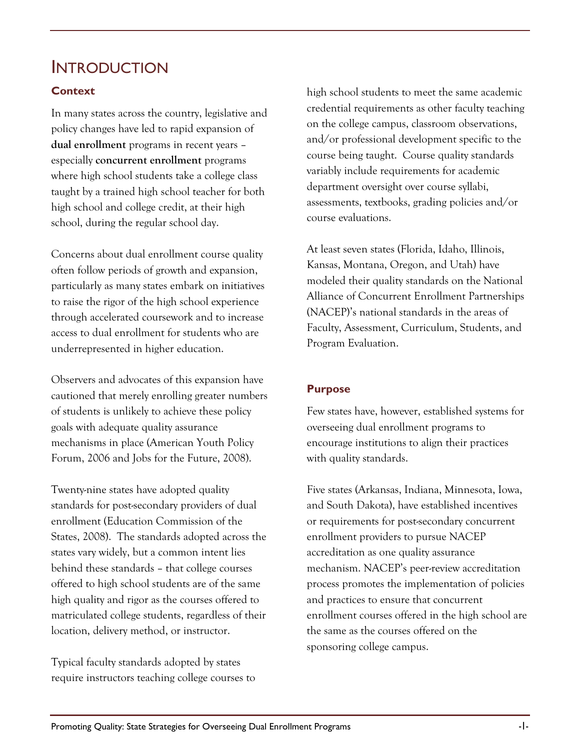# Introduction

## Context

In many states across the country, legislative and policy changes have led to rapid expansion of **dual enrollment** programs in recent years – especially **concurrent enrollment** programs where high school students take a college class taught by a trained high school teacher for both high school and college credit, at their high school, during the regular school day.

Concerns about dual enrollment course quality often follow periods of growth and expansion, particularly as many states embark on initiatives to raise the rigor of the high school experience through accelerated coursework and to increase access to dual enrollment for students who are underrepresented in higher education.

Observers and advocates of this expansion have cautioned that merely enrolling greater numbers of students is unlikely to achieve these policy goals with adequate quality assurance mechanisms in place (American Youth Policy Forum, 2006 and Jobs for the Future, 2008).

Twenty-nine states have adopted quality standards for post-secondary providers of dual enrollment (Education Commission of the States, 2008). The standards adopted across the states vary widely, but a common intent lies behind these standards – that college courses offered to high school students are of the same high quality and rigor as the courses offered to matriculated college students, regardless of their location, delivery method, or instructor.

Typical faculty standards adopted by states require instructors teaching college courses to high school students to meet the same academic credential requirements as other faculty teaching on the college campus, classroom observations, and/or professional development specific to the course being taught. Course quality standards variably include requirements for academic department oversight over course syllabi, assessments, textbooks, grading policies and/or course evaluations.

At least seven states (Florida, Idaho, Illinois, Kansas, Montana, Oregon, and Utah) have modeled their quality standards on the National Alliance of Concurrent Enrollment Partnerships (NACEP)'s national standards in the areas of Faculty, Assessment, Curriculum, Students, and Program Evaluation.

## Purpose

Few states have, however, established systems for overseeing dual enrollment programs to encourage institutions to align their practices with quality standards.

Five states (Arkansas, Indiana, Minnesota, Iowa, and South Dakota), have established incentives or requirements for post-secondary concurrent enrollment providers to pursue NACEP accreditation as one quality assurance mechanism. NACEP's peer-review accreditation process promotes the implementation of policies and practices to ensure that concurrent enrollment courses offered in the high school are the same as the courses offered on the sponsoring college campus.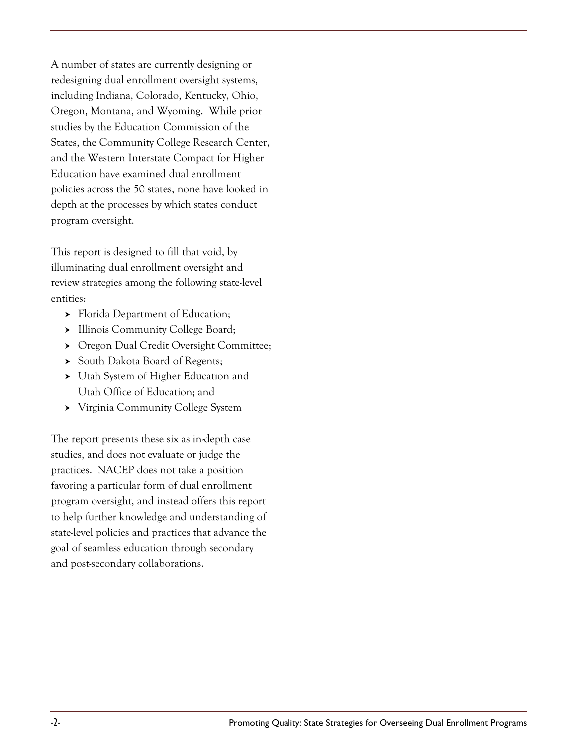A number of states are currently designing or redesigning dual enrollment oversight systems, including Indiana, Colorado, Kentucky, Ohio, Oregon, Montana, and Wyoming. While prior studies by the Education Commission of the States, the Community College Research Center, and the Western Interstate Compact for Higher Education have examined dual enrollment policies across the 50 states, none have looked in depth at the processes by which states conduct program oversight.

This report is designed to fill that void, by illuminating dual enrollment oversight and review strategies among the following state-level entities:

- Florida Department of Education;
- Illinois Community College Board;
- Oregon Dual Credit Oversight Committee;
- South Dakota Board of Regents;
- Utah System of Higher Education and Utah Office of Education; and
- Virginia Community College System

The report presents these six as in-depth case studies, and does not evaluate or judge the practices. NACEP does not take a position favoring a particular form of dual enrollment program oversight, and instead offers this report to help further knowledge and understanding of state-level policies and practices that advance the goal of seamless education through secondary and post-secondary collaborations.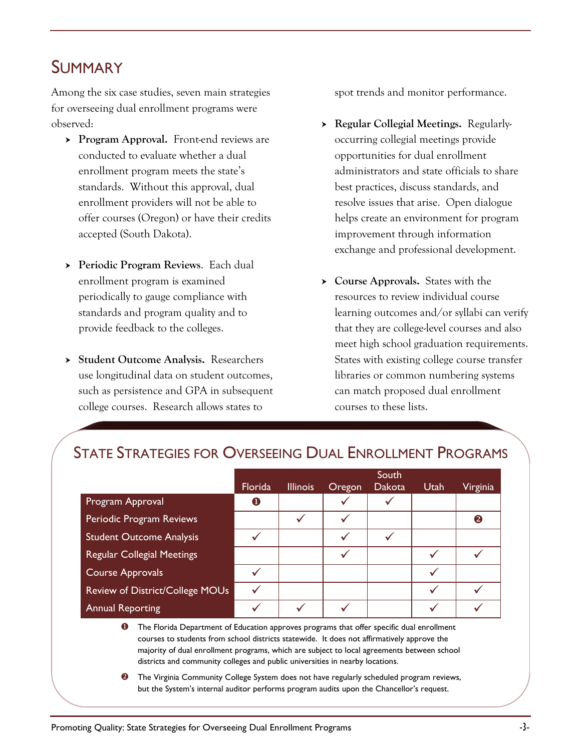## Summary

Among the six case studies, seven main strategies for overseeing dual enrollment programs were observed:

- **Program Approval.** Front-end reviews are conducted to evaluate whether a dual enrollment program meets the state's standards. Without this approval, dual enrollment providers will not be able to offer courses (Oregon) or have their credits accepted (South Dakota).

- **Periodic Program Reviews**. Each dual enrollment program is examined periodically to gauge compliance with standards and program quality and to provide feedback to the colleges.

- **Student Outcome Analysis.** Researchers use longitudinal data on student outcomes, such as persistence and GPA in subsequent college courses. Research allows states to spot trends and monitor performance.

- **Regular Collegial Meetings.** Regularly-occurring collegial meetings provide opportunities for dual enrollment administrators and state officials to share best practices, discuss standards, and resolve issues that arise. Open dialogue helps create an environment for program improvement through information exchange and professional development.

- **Course Approvals.** States with the resources to review individual course learning outcomes and/or syllabi can verify that they are college-level courses and also meet high school graduation requirements. States with existing college course transfer libraries or common numbering systems can match proposed dual enrollment courses to these lists.

## State Strategies for Overseeing Dual Enrollment Programs

| | Florida | Illinois | Oregon | South Dakota | Utah | Virginia |
|---|---|---|---|---|---|---|
| Program Approval | ❶ | | ✓ | ✓ | | |
| Periodic Program Reviews | | ✓ | ✓ | | | ❷ |
| Student Outcome Analysis | ✓ | | ✓ | ✓ | | |
| Regular Collegial Meetings | | | ✓ | | ✓ | ✓ |
| Course Approvals | ✓ | | | | ✓ | |
| Review of District/College MOUs | ✓ | | | | ✓ | ✓ |
| Annual Reporting | ✓ | ✓ | ✓ | | ✓ | ✓ |

❶ The Florida Department of Education approves programs that offer specific dual enrollment courses to students from school districts statewide. It does not affirmatively approve the majority of dual enrollment programs, which are subject to local agreements between school districts and community colleges and public universities in nearby locations.

❷ The Virginia Community College System does not have regularly scheduled program reviews, but the System's internal auditor performs program audits upon the Chancellor's request.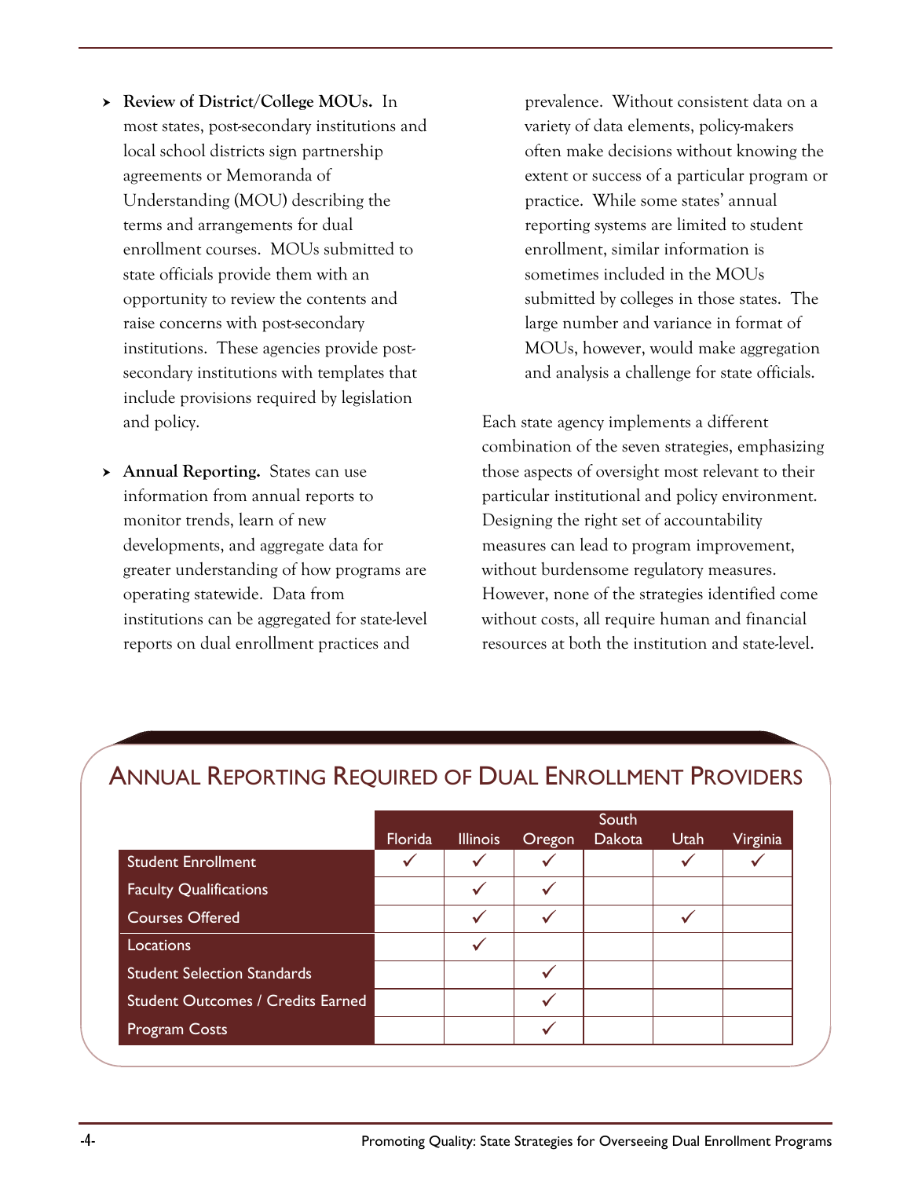- **Review of District/College MOUs.** In most states, post-secondary institutions and local school districts sign partnership agreements or Memoranda of Understanding (MOU) describing the terms and arrangements for dual enrollment courses. MOUs submitted to state officials provide them with an opportunity to review the contents and raise concerns with post-secondary institutions. These agencies provide post-secondary institutions with templates that include provisions required by legislation and policy.

- **Annual Reporting.** States can use information from annual reports to monitor trends, learn of new developments, and aggregate data for greater understanding of how programs are operating statewide. Data from institutions can be aggregated for state-level reports on dual enrollment practices and prevalence. Without consistent data on a variety of data elements, policy-makers often make decisions without knowing the extent or success of a particular program or practice. While some states' annual reporting systems are limited to student enrollment, similar information is sometimes included in the MOUs submitted by colleges in those states. The large number and variance in format of MOUs, however, would make aggregation and analysis a challenge for state officials.

Each state agency implements a different combination of the seven strategies, emphasizing those aspects of oversight most relevant to their particular institutional and policy environment. Designing the right set of accountability measures can lead to program improvement, without burdensome regulatory measures. However, none of the strategies identified come without costs, all require human and financial resources at both the institution and state-level.

## Annual Reporting Required of Dual Enrollment Providers

| | Florida | Illinois | Oregon | South Dakota | Utah | Virginia |
|---|---|---|---|---|---|---|
| Student Enrollment | ✓ | ✓ | ✓ | | ✓ | ✓ |
| Faculty Qualifications | | ✓ | ✓ | | | |
| Courses Offered | | ✓ | ✓ | | ✓ | |
| Locations | | ✓ | | | | |
| Student Selection Standards | | | ✓ | | | |
| Student Outcomes / Credits Earned | | | ✓ | | | |
| Program Costs | | | ✓ | | | |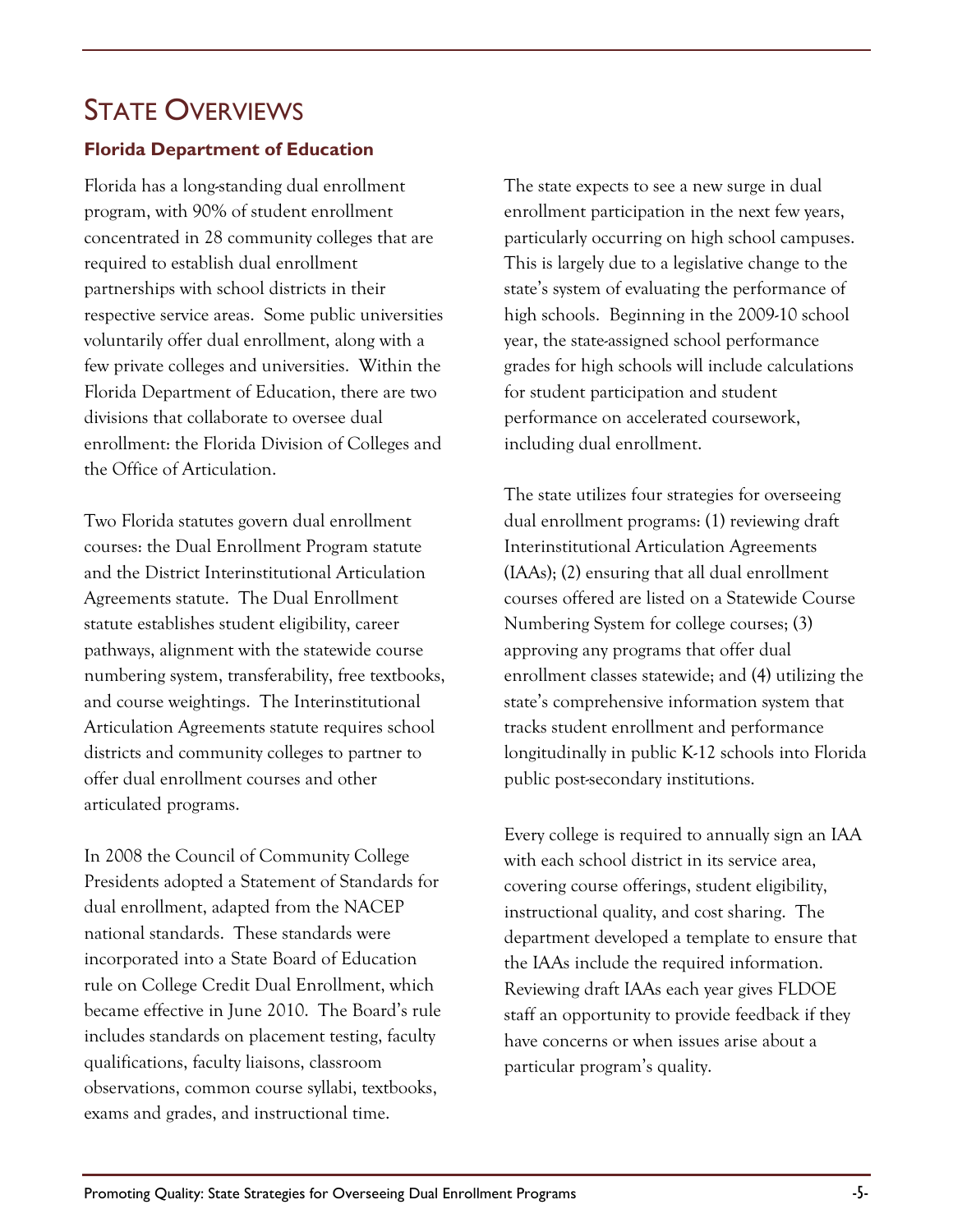# State Overviews

## Florida Department of Education

Florida has a long-standing dual enrollment program, with 90% of student enrollment concentrated in 28 community colleges that are required to establish dual enrollment partnerships with school districts in their respective service areas. Some public universities voluntarily offer dual enrollment, along with a few private colleges and universities. Within the Florida Department of Education, there are two divisions that collaborate to oversee dual enrollment: the Florida Division of Colleges and the Office of Articulation.

Two Florida statutes govern dual enrollment courses: the Dual Enrollment Program statute and the District Interinstitutional Articulation Agreements statute. The Dual Enrollment statute establishes student eligibility, career pathways, alignment with the statewide course numbering system, transferability, free textbooks, and course weightings. The Interinstitutional Articulation Agreements statute requires school districts and community colleges to partner to offer dual enrollment courses and other articulated programs.

In 2008 the Council of Community College Presidents adopted a Statement of Standards for dual enrollment, adapted from the NACEP national standards. These standards were incorporated into a State Board of Education rule on College Credit Dual Enrollment, which became effective in June 2010. The Board's rule includes standards on placement testing, faculty qualifications, faculty liaisons, classroom observations, common course syllabi, textbooks, exams and grades, and instructional time.

The state expects to see a new surge in dual enrollment participation in the next few years, particularly occurring on high school campuses. This is largely due to a legislative change to the state's system of evaluating the performance of high schools. Beginning in the 2009-10 school year, the state-assigned school performance grades for high schools will include calculations for student participation and student performance on accelerated coursework, including dual enrollment.

The state utilizes four strategies for overseeing dual enrollment programs: (1) reviewing draft Interinstitutional Articulation Agreements (IAAs); (2) ensuring that all dual enrollment courses offered are listed on a Statewide Course Numbering System for college courses; (3) approving any programs that offer dual enrollment classes statewide; and (4) utilizing the state's comprehensive information system that tracks student enrollment and performance longitudinally in public K-12 schools into Florida public post-secondary institutions.

Every college is required to annually sign an IAA with each school district in its service area, covering course offerings, student eligibility, instructional quality, and cost sharing. The department developed a template to ensure that the IAAs include the required information. Reviewing draft IAAs each year gives FLDOE staff an opportunity to provide feedback if they have concerns or when issues arise about a particular program's quality.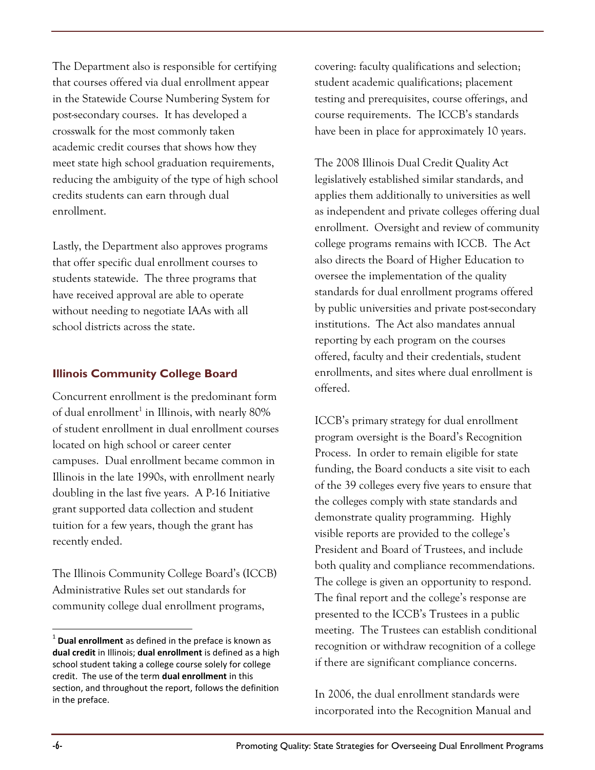The Department also is responsible for certifying that courses offered via dual enrollment appear in the Statewide Course Numbering System for post-secondary courses. It has developed a crosswalk for the most commonly taken academic credit courses that shows how they meet state high school graduation requirements, reducing the ambiguity of the type of high school credits students can earn through dual enrollment.

Lastly, the Department also approves programs that offer specific dual enrollment courses to students statewide. The three programs that have received approval are able to operate without needing to negotiate IAAs with all school districts across the state.

## Illinois Community College Board

Concurrent enrollment is the predominant form of dual enrollment[1] in Illinois, with nearly 80% of student enrollment in dual enrollment courses located on high school or career center campuses. Dual enrollment became common in Illinois in the late 1990s, with enrollment nearly doubling in the last five years. A P-16 Initiative grant supported data collection and student tuition for a few years, though the grant has recently ended.

The Illinois Community College Board's (ICCB) Administrative Rules set out standards for community college dual enrollment programs, covering: faculty qualifications and selection; student academic qualifications; placement testing and prerequisites, course offerings, and course requirements. The ICCB's standards have been in place for approximately 10 years.

The 2008 Illinois Dual Credit Quality Act legislatively established similar standards, and applies them additionally to universities as well as independent and private colleges offering dual enrollment. Oversight and review of community college programs remains with ICCB. The Act also directs the Board of Higher Education to oversee the implementation of the quality standards for dual enrollment programs offered by public universities and private post-secondary institutions. The Act also mandates annual reporting by each program on the courses offered, faculty and their credentials, student enrollments, and sites where dual enrollment is offered.

ICCB's primary strategy for dual enrollment program oversight is the Board's Recognition Process. In order to remain eligible for state funding, the Board conducts a site visit to each of the 39 colleges every five years to ensure that the colleges comply with state standards and demonstrate quality programming. Highly visible reports are provided to the college's President and Board of Trustees, and include both quality and compliance recommendations. The college is given an opportunity to respond. The final report and the college's response are presented to the ICCB's Trustees in a public meeting. The Trustees can establish conditional recognition or withdraw recognition of a college if there are significant compliance concerns.

In 2006, the dual enrollment standards were incorporated into the Recognition Manual and

---

[1] **Dual enrollment** as defined in the preface is known as **dual credit** in Illinois; **dual enrollment** is defined as a high school student taking a college course solely for college credit. The use of the term **dual enrollment** in this section, and throughout the report, follows the definition in the preface.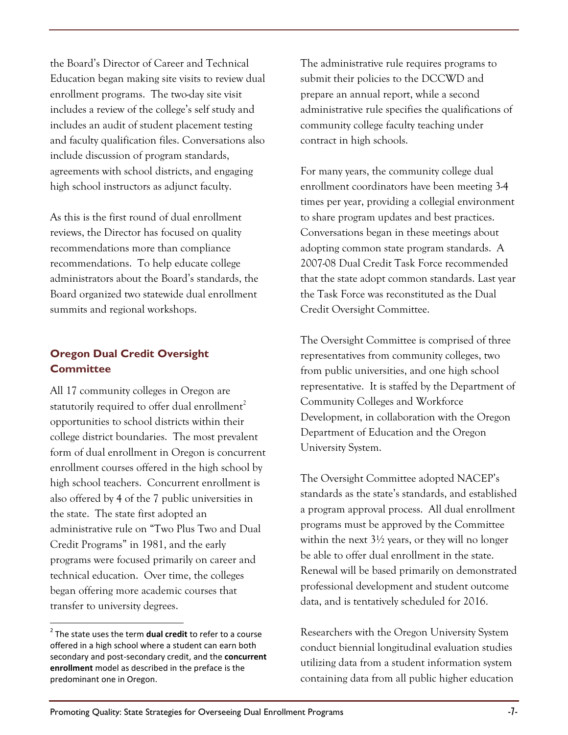the Board's Director of Career and Technical Education began making site visits to review dual enrollment programs. The two-day site visit includes a review of the college's self study and includes an audit of student placement testing and faculty qualification files. Conversations also include discussion of program standards, agreements with school districts, and engaging high school instructors as adjunct faculty.

As this is the first round of dual enrollment reviews, the Director has focused on quality recommendations more than compliance recommendations. To help educate college administrators about the Board's standards, the Board organized two statewide dual enrollment summits and regional workshops.

## Oregon Dual Credit Oversight Committee

All 17 community colleges in Oregon are statutorily required to offer dual enrollment[2] opportunities to school districts within their college district boundaries. The most prevalent form of dual enrollment in Oregon is concurrent enrollment courses offered in the high school by high school teachers. Concurrent enrollment is also offered by 4 of the 7 public universities in the state. The state first adopted an administrative rule on "Two Plus Two and Dual Credit Programs" in 1981, and the early programs were focused primarily on career and technical education. Over time, the colleges began offering more academic courses that transfer to university degrees.

The administrative rule requires programs to submit their policies to the DCCWD and prepare an annual report, while a second administrative rule specifies the qualifications of community college faculty teaching under contract in high schools.

For many years, the community college dual enrollment coordinators have been meeting 3-4 times per year, providing a collegial environment to share program updates and best practices. Conversations began in these meetings about adopting common state program standards. A 2007-08 Dual Credit Task Force recommended that the state adopt common standards. Last year the Task Force was reconstituted as the Dual Credit Oversight Committee.

The Oversight Committee is comprised of three representatives from community colleges, two from public universities, and one high school representative. It is staffed by the Department of Community Colleges and Workforce Development, in collaboration with the Oregon Department of Education and the Oregon University System.

The Oversight Committee adopted NACEP's standards as the state's standards, and established a program approval process. All dual enrollment programs must be approved by the Committee within the next 3½ years, or they will no longer be able to offer dual enrollment in the state. Renewal will be based primarily on demonstrated professional development and student outcome data, and is tentatively scheduled for 2016.

Researchers with the Oregon University System conduct biennial longitudinal evaluation studies utilizing data from a student information system containing data from all public higher education

[2] The state uses the term **dual credit** to refer to a course offered in a high school where a student can earn both secondary and post-secondary credit, and the **concurrent enrollment** model as described in the preface is the predominant one in Oregon.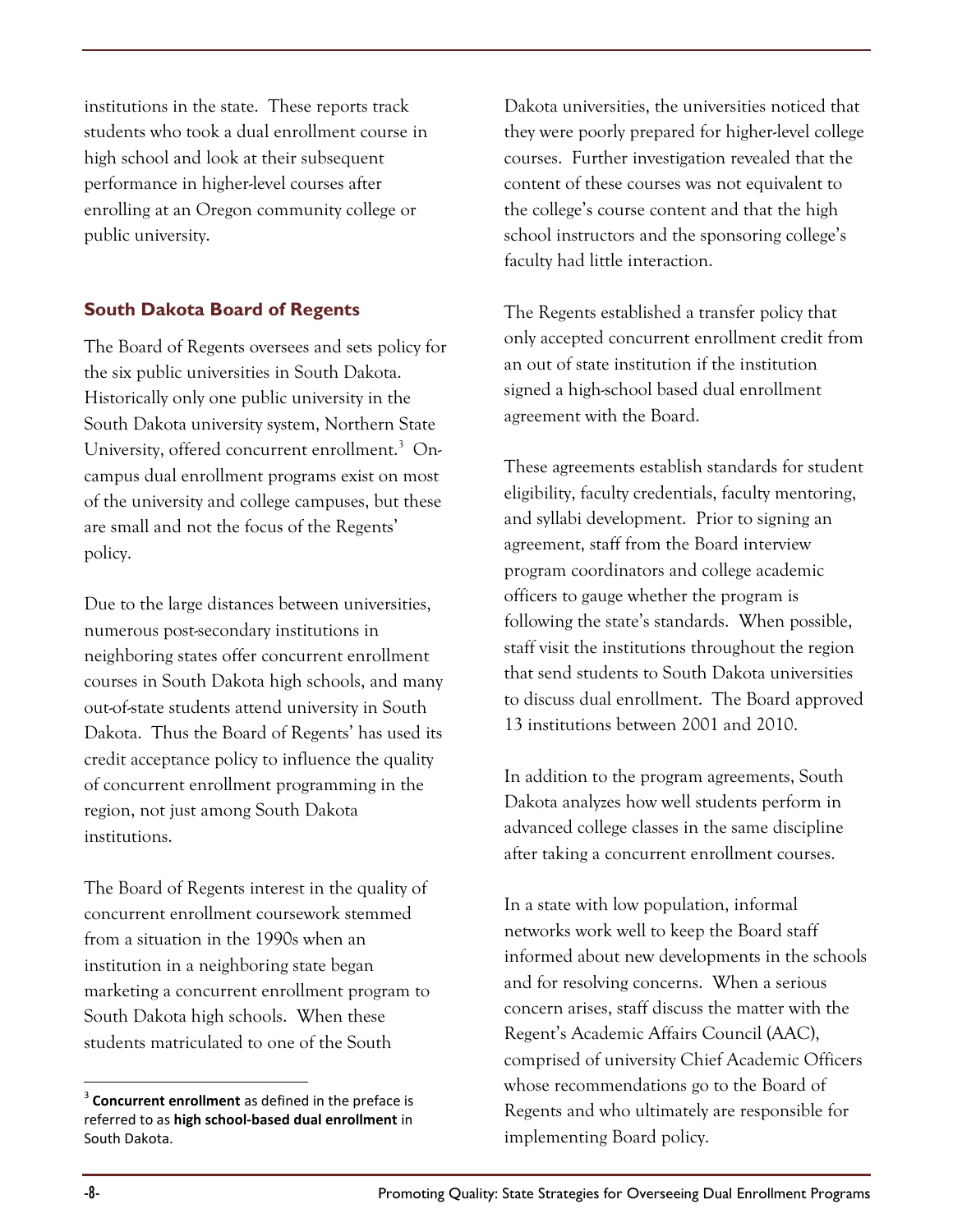institutions in the state. These reports track students who took a dual enrollment course in high school and look at their subsequent performance in higher-level courses after enrolling at an Oregon community college or public university.

### South Dakota Board of Regents

The Board of Regents oversees and sets policy for the six public universities in South Dakota. Historically only one public university in the South Dakota university system, Northern State University, offered concurrent enrollment.[3] On-campus dual enrollment programs exist on most of the university and college campuses, but these are small and not the focus of the Regents' policy.

Due to the large distances between universities, numerous post-secondary institutions in neighboring states offer concurrent enrollment courses in South Dakota high schools, and many out-of-state students attend university in South Dakota. Thus the Board of Regents' has used its credit acceptance policy to influence the quality of concurrent enrollment programming in the region, not just among South Dakota institutions.

The Board of Regents interest in the quality of concurrent enrollment coursework stemmed from a situation in the 1990s when an institution in a neighboring state began marketing a concurrent enrollment program to South Dakota high schools. When these students matriculated to one of the South Dakota universities, the universities noticed that they were poorly prepared for higher-level college courses. Further investigation revealed that the content of these courses was not equivalent to the college's course content and that the high school instructors and the sponsoring college's faculty had little interaction.

The Regents established a transfer policy that only accepted concurrent enrollment credit from an out of state institution if the institution signed a high-school based dual enrollment agreement with the Board.

These agreements establish standards for student eligibility, faculty credentials, faculty mentoring, and syllabi development. Prior to signing an agreement, staff from the Board interview program coordinators and college academic officers to gauge whether the program is following the state's standards. When possible, staff visit the institutions throughout the region that send students to South Dakota universities to discuss dual enrollment. The Board approved 13 institutions between 2001 and 2010.

In addition to the program agreements, South Dakota analyzes how well students perform in advanced college classes in the same discipline after taking a concurrent enrollment courses.

In a state with low population, informal networks work well to keep the Board staff informed about new developments in the schools and for resolving concerns. When a serious concern arises, staff discuss the matter with the Regent's Academic Affairs Council (AAC), comprised of university Chief Academic Officers whose recommendations go to the Board of Regents and who ultimately are responsible for implementing Board policy.

[3] **Concurrent enrollment** as defined in the preface is referred to as **high school-based dual enrollment** in South Dakota.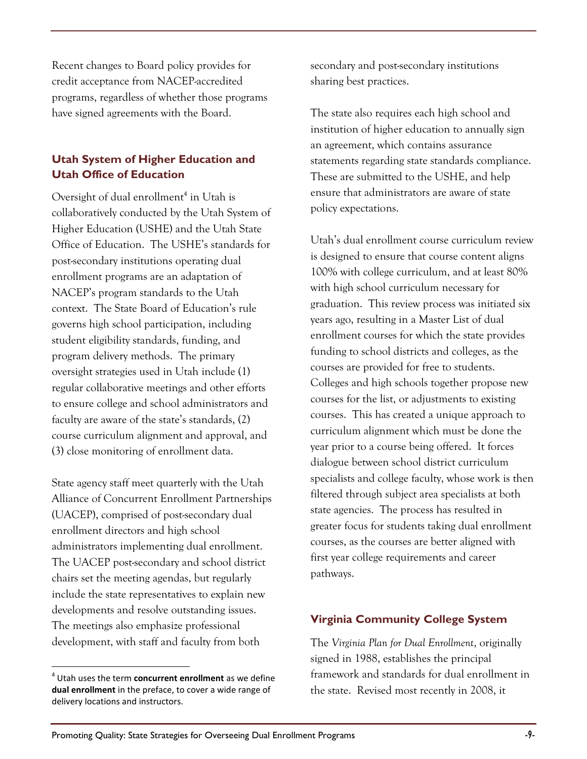Recent changes to Board policy provides for credit acceptance from NACEP-accredited programs, regardless of whether those programs have signed agreements with the Board.

### Utah System of Higher Education and Utah Office of Education

Oversight of dual enrollment[4] in Utah is collaboratively conducted by the Utah System of Higher Education (USHE) and the Utah State Office of Education. The USHE's standards for post-secondary institutions operating dual enrollment programs are an adaptation of NACEP's program standards to the Utah context. The State Board of Education's rule governs high school participation, including student eligibility standards, funding, and program delivery methods. The primary oversight strategies used in Utah include (1) regular collaborative meetings and other efforts to ensure college and school administrators and faculty are aware of the state's standards, (2) course curriculum alignment and approval, and (3) close monitoring of enrollment data.

State agency staff meet quarterly with the Utah Alliance of Concurrent Enrollment Partnerships (UACEP), comprised of post-secondary dual enrollment directors and high school administrators implementing dual enrollment. The UACEP post-secondary and school district chairs set the meeting agendas, but regularly include the state representatives to explain new developments and resolve outstanding issues. The meetings also emphasize professional development, with staff and faculty from both secondary and post-secondary institutions sharing best practices.

The state also requires each high school and institution of higher education to annually sign an agreement, which contains assurance statements regarding state standards compliance. These are submitted to the USHE, and help ensure that administrators are aware of state policy expectations.

Utah's dual enrollment course curriculum review is designed to ensure that course content aligns 100% with college curriculum, and at least 80% with high school curriculum necessary for graduation. This review process was initiated six years ago, resulting in a Master List of dual enrollment courses for which the state provides funding to school districts and colleges, as the courses are provided for free to students. Colleges and high schools together propose new courses for the list, or adjustments to existing courses. This has created a unique approach to curriculum alignment which must be done the year prior to a course being offered. It forces dialogue between school district curriculum specialists and college faculty, whose work is then filtered through subject area specialists at both state agencies. The process has resulted in greater focus for students taking dual enrollment courses, as the courses are better aligned with first year college requirements and career pathways.

### Virginia Community College System

The *Virginia Plan for Dual Enrollment*, originally signed in 1988, establishes the principal framework and standards for dual enrollment in the state. Revised most recently in 2008, it

---

[4] Utah uses the term **concurrent enrollment** as we define **dual enrollment** in the preface, to cover a wide range of delivery locations and instructors.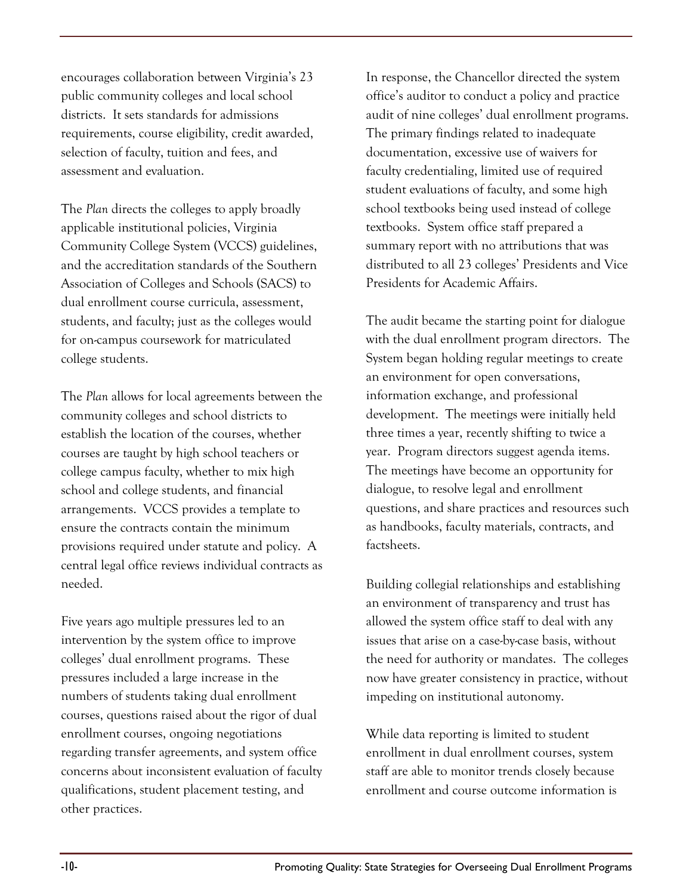encourages collaboration between Virginia's 23 public community colleges and local school districts. It sets standards for admissions requirements, course eligibility, credit awarded, selection of faculty, tuition and fees, and assessment and evaluation.

The *Plan* directs the colleges to apply broadly applicable institutional policies, Virginia Community College System (VCCS) guidelines, and the accreditation standards of the Southern Association of Colleges and Schools (SACS) to dual enrollment course curricula, assessment, students, and faculty; just as the colleges would for on-campus coursework for matriculated college students.

The *Plan* allows for local agreements between the community colleges and school districts to establish the location of the courses, whether courses are taught by high school teachers or college campus faculty, whether to mix high school and college students, and financial arrangements. VCCS provides a template to ensure the contracts contain the minimum provisions required under statute and policy. A central legal office reviews individual contracts as needed.

Five years ago multiple pressures led to an intervention by the system office to improve colleges' dual enrollment programs. These pressures included a large increase in the numbers of students taking dual enrollment courses, questions raised about the rigor of dual enrollment courses, ongoing negotiations regarding transfer agreements, and system office concerns about inconsistent evaluation of faculty qualifications, student placement testing, and other practices.

In response, the Chancellor directed the system office's auditor to conduct a policy and practice audit of nine colleges' dual enrollment programs. The primary findings related to inadequate documentation, excessive use of waivers for faculty credentialing, limited use of required student evaluations of faculty, and some high school textbooks being used instead of college textbooks. System office staff prepared a summary report with no attributions that was distributed to all 23 colleges' Presidents and Vice Presidents for Academic Affairs.

The audit became the starting point for dialogue with the dual enrollment program directors. The System began holding regular meetings to create an environment for open conversations, information exchange, and professional development. The meetings were initially held three times a year, recently shifting to twice a year. Program directors suggest agenda items. The meetings have become an opportunity for dialogue, to resolve legal and enrollment questions, and share practices and resources such as handbooks, faculty materials, contracts, and factsheets.

Building collegial relationships and establishing an environment of transparency and trust has allowed the system office staff to deal with any issues that arise on a case-by-case basis, without the need for authority or mandates. The colleges now have greater consistency in practice, without impeding on institutional autonomy.

While data reporting is limited to student enrollment in dual enrollment courses, system staff are able to monitor trends closely because enrollment and course outcome information is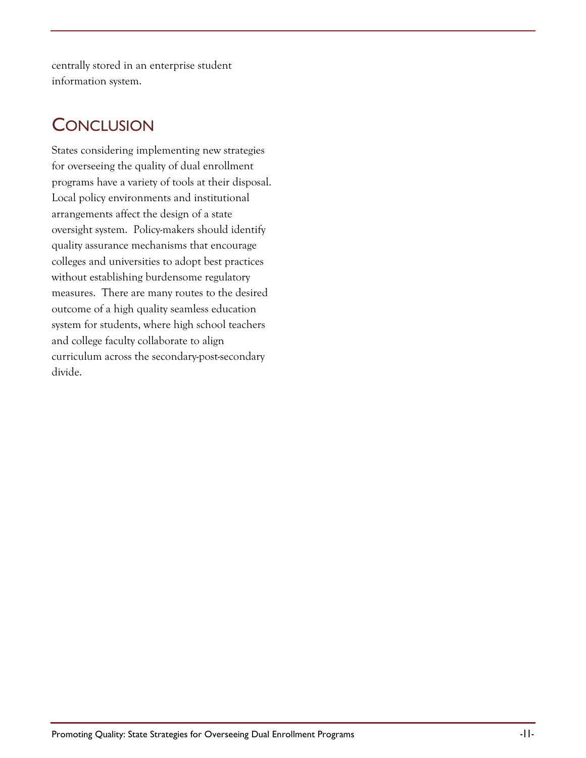centrally stored in an enterprise student information system.

## Conclusion

States considering implementing new strategies for overseeing the quality of dual enrollment programs have a variety of tools at their disposal. Local policy environments and institutional arrangements affect the design of a state oversight system. Policy-makers should identify quality assurance mechanisms that encourage colleges and universities to adopt best practices without establishing burdensome regulatory measures. There are many routes to the desired outcome of a high quality seamless education system for students, where high school teachers and college faculty collaborate to align curriculum across the secondary-post-secondary divide.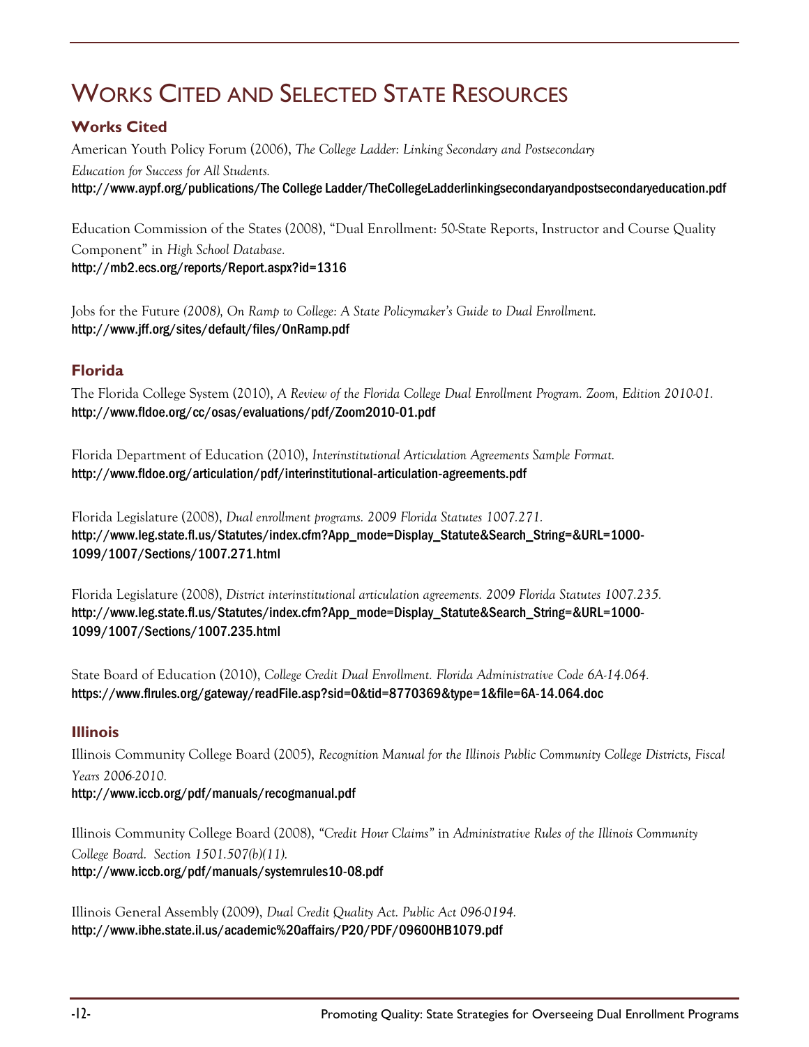# Works Cited and Selected State Resources

## Works Cited

American Youth Policy Forum (2006), *The College Ladder: Linking Secondary and Postsecondary Education for Success for All Students.*
http://www.aypf.org/publications/The College Ladder/TheCollegeLadderlinkingsecondaryandpostsecondaryeducation.pdf

Education Commission of the States (2008), "Dual Enrollment: 50-State Reports, Instructor and Course Quality Component" in *High School Database.*
http://mb2.ecs.org/reports/Report.aspx?id=1316

Jobs for the Future *(2008), On Ramp to College: A State Policymaker's Guide to Dual Enrollment.*
http://www.jff.org/sites/default/files/OnRamp.pdf

## Florida

The Florida College System (2010), *A Review of the Florida College Dual Enrollment Program. Zoom, Edition 2010-01.*
http://www.fldoe.org/cc/osas/evaluations/pdf/Zoom2010-01.pdf

Florida Department of Education (2010), *Interinstitutional Articulation Agreements Sample Format.*
http://www.fldoe.org/articulation/pdf/interinstitutional-articulation-agreements.pdf

Florida Legislature (2008), *Dual enrollment programs. 2009 Florida Statutes 1007.271.*
http://www.leg.state.fl.us/Statutes/index.cfm?App_mode=Display_Statute&Search_String=&URL=1000-1099/1007/Sections/1007.271.html

Florida Legislature (2008), *District interinstitutional articulation agreements. 2009 Florida Statutes 1007.235.*
http://www.leg.state.fl.us/Statutes/index.cfm?App_mode=Display_Statute&Search_String=&URL=1000-1099/1007/Sections/1007.235.html

State Board of Education (2010), *College Credit Dual Enrollment. Florida Administrative Code 6A-14.064.*
https://www.flrules.org/gateway/readFile.asp?sid=0&tid=8770369&type=1&file=6A-14.064.doc

## Illinois

Illinois Community College Board (2005), *Recognition Manual for the Illinois Public Community College Districts, Fiscal Years 2006-2010.*
http://www.iccb.org/pdf/manuals/recogmanual.pdf

Illinois Community College Board (2008), *"Credit Hour Claims"* in *Administrative Rules of the Illinois Community College Board. Section 1501.507(b)(11).*
http://www.iccb.org/pdf/manuals/systemrules10-08.pdf

Illinois General Assembly (2009), *Dual Credit Quality Act. Public Act 096-0194.*
http://www.ibhe.state.il.us/academic%20affairs/P20/PDF/09600HB1079.pdf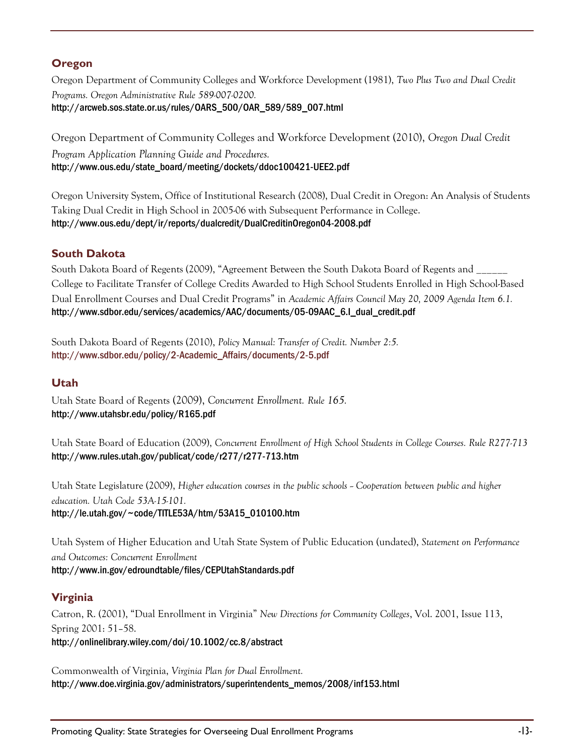## Oregon

Oregon Department of Community Colleges and Workforce Development (1981), *Two Plus Two and Dual Credit Programs. Oregon Administrative Rule 589-007-0200.*
http://arcweb.sos.state.or.us/rules/OARS_500/OAR_589/589_007.html

Oregon Department of Community Colleges and Workforce Development (2010), *Oregon Dual Credit Program Application Planning Guide and Procedures.*
http://www.ous.edu/state_board/meeting/dockets/ddoc100421-UEE2.pdf

Oregon University System, Office of Institutional Research (2008), Dual Credit in Oregon: An Analysis of Students Taking Dual Credit in High School in 2005-06 with Subsequent Performance in College.
http://www.ous.edu/dept/ir/reports/dualcredit/DualCreditinOregon04-2008.pdf

## South Dakota

South Dakota Board of Regents (2009), "Agreement Between the South Dakota Board of Regents and ______ College to Facilitate Transfer of College Credits Awarded to High School Students Enrolled in High School-Based Dual Enrollment Courses and Dual Credit Programs" in *Academic Affairs Council May 20, 2009 Agenda Item 6.1.*
http://www.sdbor.edu/services/academics/AAC/documents/05-09AAC_6.I_dual_credit.pdf

South Dakota Board of Regents (2010), *Policy Manual: Transfer of Credit. Number 2:5.*
http://www.sdbor.edu/policy/2-Academic_Affairs/documents/2-5.pdf

## Utah

Utah State Board of Regents (2009), *Concurrent Enrollment. Rule 165.*
http://www.utahsbr.edu/policy/R165.pdf

Utah State Board of Education (2009), *Concurrent Enrollment of High School Students in College Courses. Rule R277-713*
http://www.rules.utah.gov/publicat/code/r277/r277-713.htm

Utah State Legislature (2009), *Higher education courses in the public schools – Cooperation between public and higher education. Utah Code 53A-15-101.*
http://le.utah.gov/~code/TITLE53A/htm/53A15_010100.htm

Utah System of Higher Education and Utah State System of Public Education (undated), *Statement on Performance and Outcomes: Concurrent Enrollment*
http://www.in.gov/edroundtable/files/CEPUtahStandards.pdf

## Virginia

Catron, R. (2001), "Dual Enrollment in Virginia" *New Directions for Community Colleges*, Vol. 2001, Issue 113, Spring 2001: 51–58.
http://onlinelibrary.wiley.com/doi/10.1002/cc.8/abstract

Commonwealth of Virginia, *Virginia Plan for Dual Enrollment.*
http://www.doe.virginia.gov/administrators/superintendents_memos/2008/inf153.html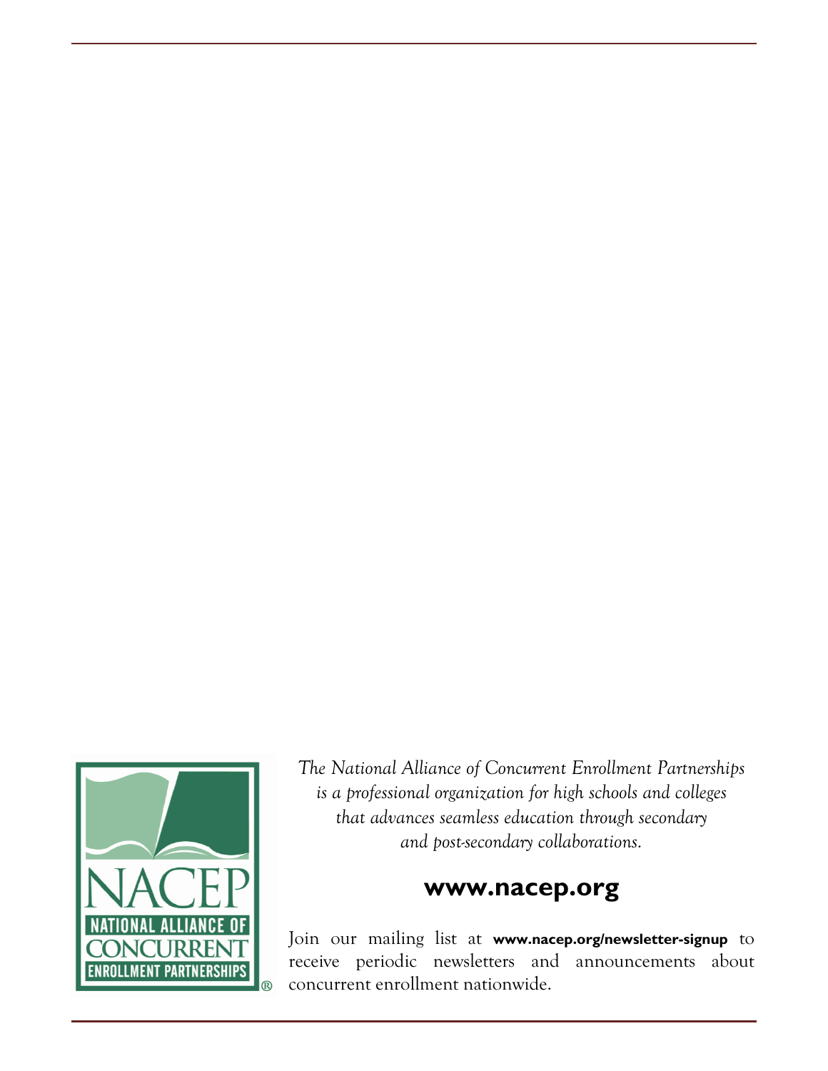*The National Alliance of Concurrent Enrollment Partnerships is a professional organization for high schools and colleges that advances seamless education through secondary and post-secondary collaborations.*

## **www.nacep.org**

Join our mailing list at **www.nacep.org/newsletter-signup** to receive periodic newsletters and announcements about concurrent enrollment nationwide.